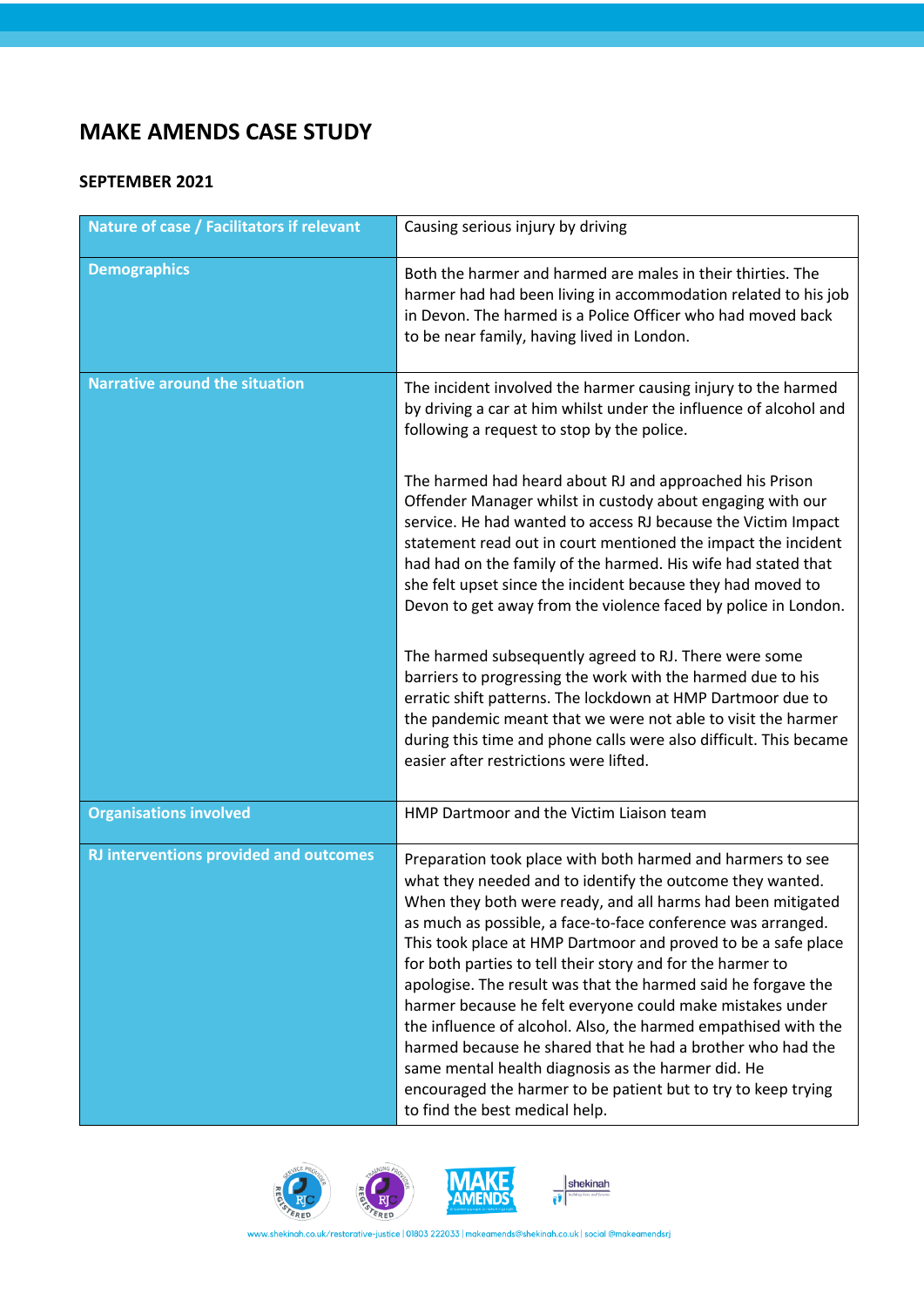# MAKE AMENDS CASE STUDY

**SEPTEMBER 2021**

| | |
|---|---|
| **Nature of case / Facilitators if relevant** | Causing serious injury by driving |
| **Demographics** | Both the harmer and harmed are males in their thirties. The harmer had had been living in accommodation related to his job in Devon. The harmed is a Police Officer who had moved back to be near family, having lived in London. |
| **Narrative around the situation** | The incident involved the harmer causing injury to the harmed by driving a car at him whilst under the influence of alcohol and following a request to stop by the police.<br><br>The harmed had heard about RJ and approached his Prison Offender Manager whilst in custody about engaging with our service. He had wanted to access RJ because the Victim Impact statement read out in court mentioned the impact the incident had had on the family of the harmed. His wife had stated that she felt upset since the incident because they had moved to Devon to get away from the violence faced by police in London.<br><br>The harmed subsequently agreed to RJ. There were some barriers to progressing the work with the harmed due to his erratic shift patterns. The lockdown at HMP Dartmoor due to the pandemic meant that we were not able to visit the harmer during this time and phone calls were also difficult. This became easier after restrictions were lifted. |
| **Organisations involved** | HMP Dartmoor and the Victim Liaison team |
| **RJ interventions provided and outcomes** | Preparation took place with both harmed and harmers to see what they needed and to identify the outcome they wanted. When they both were ready, and all harms had been mitigated as much as possible, a face-to-face conference was arranged. This took place at HMP Dartmoor and proved to be a safe place for both parties to tell their story and for the harmer to apologise. The result was that the harmed said he forgave the harmer because he felt everyone could make mistakes under the influence of alcohol. Also, the harmed empathised with the harmed because he shared that he had a brother who had the same mental health diagnosis as the harmer did. He encouraged the harmer to be patient but to try to keep trying to find the best medical help. |

www.shekinah.co.uk/restorative-justice | 01803 222033 | makeamends@shekinah.co.uk | social @makeamendsrj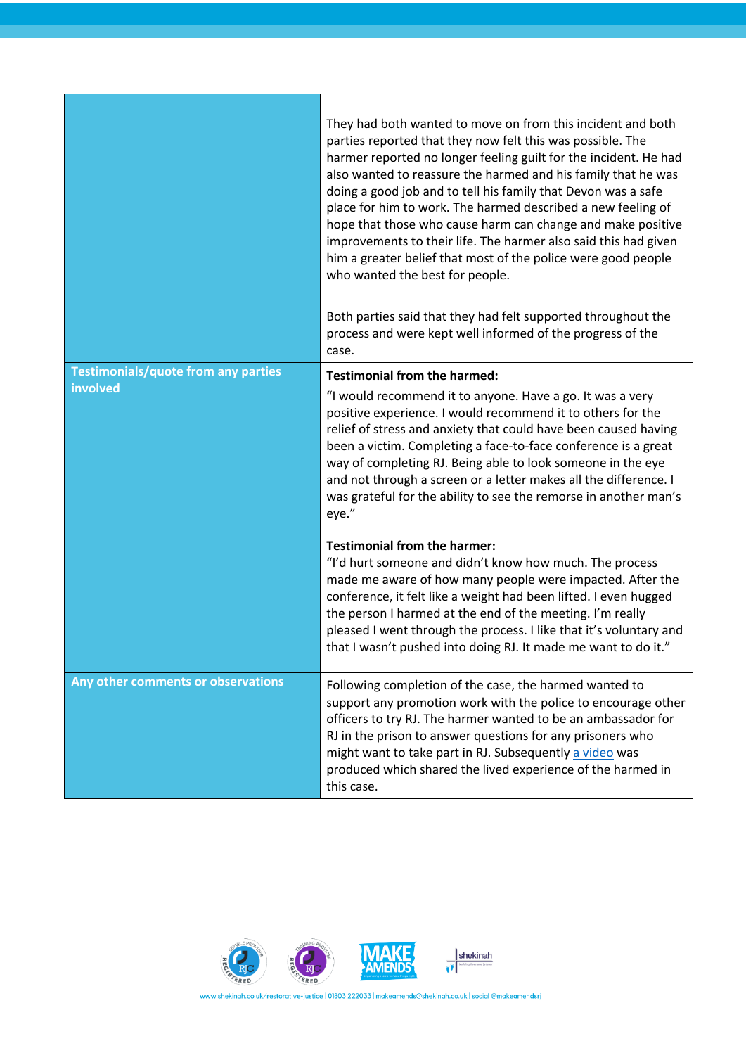| | |
|---|---|
| | They had both wanted to move on from this incident and both parties reported that they now felt this was possible. The harmer reported no longer feeling guilt for the incident. He had also wanted to reassure the harmed and his family that he was doing a good job and to tell his family that Devon was a safe place for him to work. The harmed described a new feeling of hope that those who cause harm can change and make positive improvements to their life. The harmer also said this had given him a greater belief that most of the police were good people who wanted the best for people.<br><br>Both parties said that they had felt supported throughout the process and were kept well informed of the progress of the case. |
| **Testimonials/quote from any parties involved** | **Testimonial from the harmed:**<br>"I would recommend it to anyone. Have a go. It was a very positive experience. I would recommend it to others for the relief of stress and anxiety that could have been caused having been a victim. Completing a face-to-face conference is a great way of completing RJ. Being able to look someone in the eye and not through a screen or a letter makes all the difference. I was grateful for the ability to see the remorse in another man's eye."<br><br>**Testimonial from the harmer:**<br>"I'd hurt someone and didn't know how much. The process made me aware of how many people were impacted. After the conference, it felt like a weight had been lifted. I even hugged the person I harmed at the end of the meeting. I'm really pleased I went through the process. I like that it's voluntary and that I wasn't pushed into doing RJ. It made me want to do it." |
| **Any other comments or observations** | Following completion of the case, the harmed wanted to support any promotion work with the police to encourage other officers to try RJ. The harmer wanted to be an ambassador for RJ in the prison to answer questions for any prisoners who might want to take part in RJ. Subsequently a video was produced which shared the lived experience of the harmed in this case. |